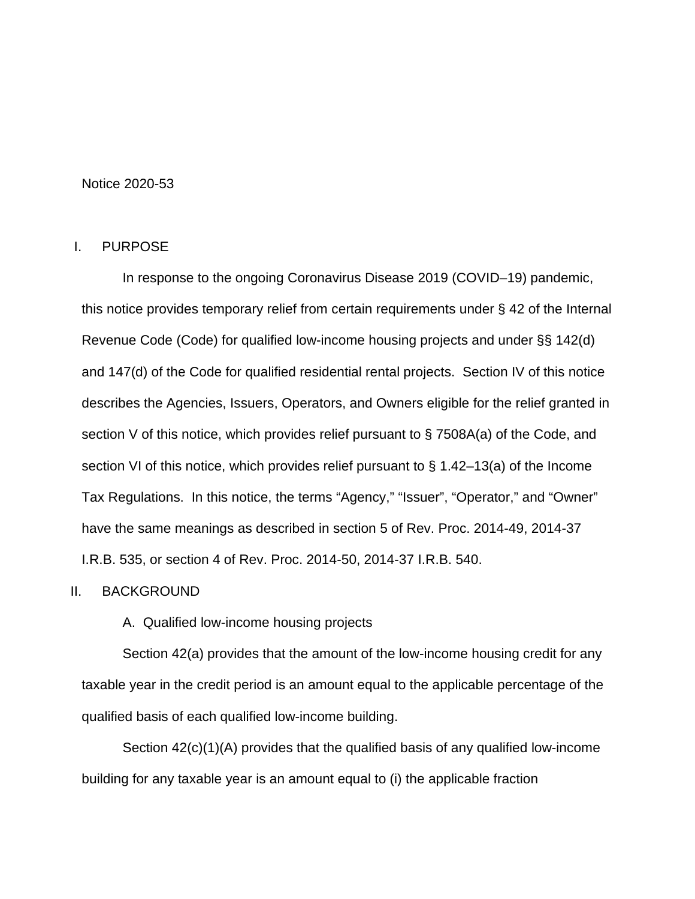Notice 2020-53

## I. PURPOSE

In response to the ongoing Coronavirus Disease 2019 (COVID–19) pandemic, this notice provides temporary relief from certain requirements under § 42 of the Internal Revenue Code (Code) for qualified low-income housing projects and under §§ 142(d) and 147(d) of the Code for qualified residential rental projects. Section IV of this notice describes the Agencies, Issuers, Operators, and Owners eligible for the relief granted in section V of this notice, which provides relief pursuant to § 7508A(a) of the Code, and section VI of this notice, which provides relief pursuant to § 1.42–13(a) of the Income Tax Regulations. In this notice, the terms "Agency," "Issuer", "Operator," and "Owner" have the same meanings as described in section 5 of Rev. Proc. 2014-49, 2014-37 I.R.B. 535, or section 4 of Rev. Proc. 2014-50, 2014-37 I.R.B. 540.

## II. BACKGROUND

### A. Qualified low-income housing projects

Section 42(a) provides that the amount of the low-income housing credit for any taxable year in the credit period is an amount equal to the applicable percentage of the qualified basis of each qualified low-income building.

Section 42(c)(1)(A) provides that the qualified basis of any qualified low-income building for any taxable year is an amount equal to (i) the applicable fraction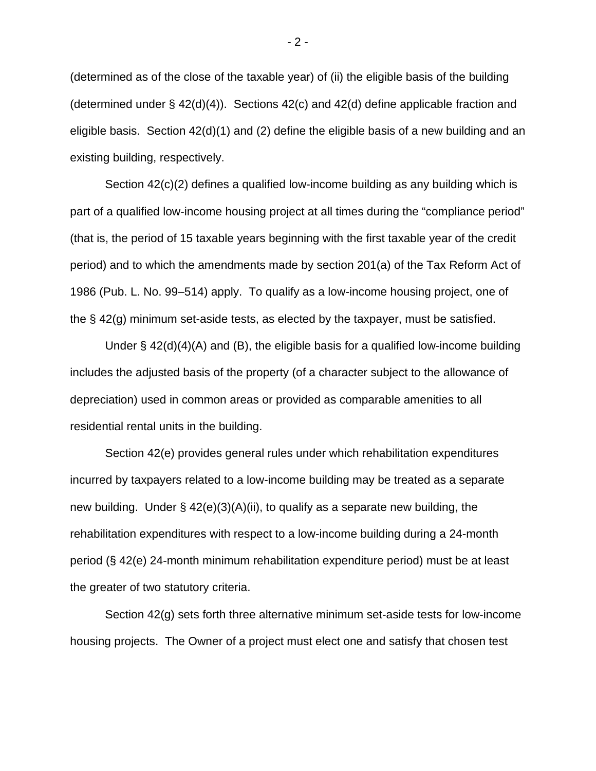(determined as of the close of the taxable year) of (ii) the eligible basis of the building (determined under § 42(d)(4)). Sections 42(c) and 42(d) define applicable fraction and eligible basis. Section 42(d)(1) and (2) define the eligible basis of a new building and an existing building, respectively.

Section 42(c)(2) defines a qualified low-income building as any building which is part of a qualified low-income housing project at all times during the "compliance period" (that is, the period of 15 taxable years beginning with the first taxable year of the credit period) and to which the amendments made by section 201(a) of the Tax Reform Act of 1986 (Pub. L. No. 99–514) apply. To qualify as a low-income housing project, one of the § 42(g) minimum set-aside tests, as elected by the taxpayer, must be satisfied.

Under § 42(d)(4)(A) and (B), the eligible basis for a qualified low-income building includes the adjusted basis of the property (of a character subject to the allowance of depreciation) used in common areas or provided as comparable amenities to all residential rental units in the building.

Section 42(e) provides general rules under which rehabilitation expenditures incurred by taxpayers related to a low-income building may be treated as a separate new building. Under § 42(e)(3)(A)(ii), to qualify as a separate new building, the rehabilitation expenditures with respect to a low-income building during a 24-month period (§ 42(e) 24-month minimum rehabilitation expenditure period) must be at least the greater of two statutory criteria.

Section 42(g) sets forth three alternative minimum set-aside tests for low-income housing projects. The Owner of a project must elect one and satisfy that chosen test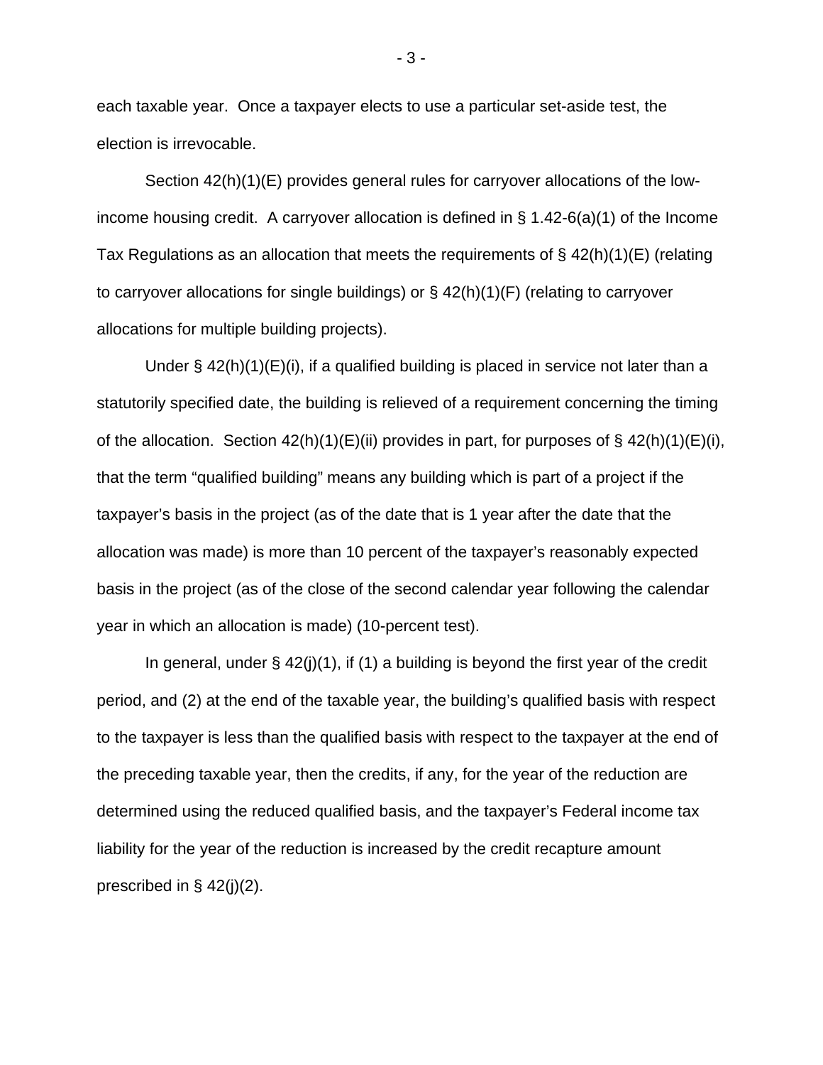each taxable year. Once a taxpayer elects to use a particular set-aside test, the election is irrevocable.

Section 42(h)(1)(E) provides general rules for carryover allocations of the low-income housing credit. A carryover allocation is defined in § 1.42-6(a)(1) of the Income Tax Regulations as an allocation that meets the requirements of § 42(h)(1)(E) (relating to carryover allocations for single buildings) or § 42(h)(1)(F) (relating to carryover allocations for multiple building projects).

Under § 42(h)(1)(E)(i), if a qualified building is placed in service not later than a statutorily specified date, the building is relieved of a requirement concerning the timing of the allocation. Section 42(h)(1)(E)(ii) provides in part, for purposes of § 42(h)(1)(E)(i), that the term "qualified building" means any building which is part of a project if the taxpayer's basis in the project (as of the date that is 1 year after the date that the allocation was made) is more than 10 percent of the taxpayer's reasonably expected basis in the project (as of the close of the second calendar year following the calendar year in which an allocation is made) (10-percent test).

In general, under § 42(j)(1), if (1) a building is beyond the first year of the credit period, and (2) at the end of the taxable year, the building's qualified basis with respect to the taxpayer is less than the qualified basis with respect to the taxpayer at the end of the preceding taxable year, then the credits, if any, for the year of the reduction are determined using the reduced qualified basis, and the taxpayer's Federal income tax liability for the year of the reduction is increased by the credit recapture amount prescribed in § 42(j)(2).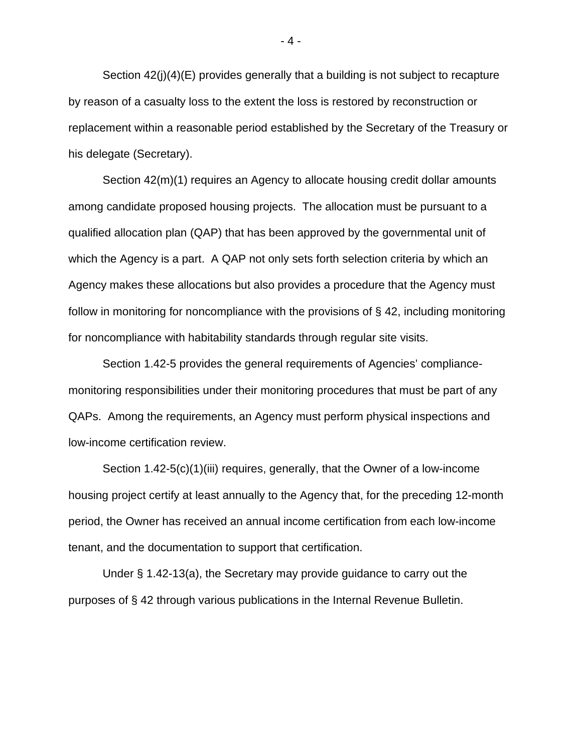Section 42(j)(4)(E) provides generally that a building is not subject to recapture by reason of a casualty loss to the extent the loss is restored by reconstruction or replacement within a reasonable period established by the Secretary of the Treasury or his delegate (Secretary).

Section 42(m)(1) requires an Agency to allocate housing credit dollar amounts among candidate proposed housing projects. The allocation must be pursuant to a qualified allocation plan (QAP) that has been approved by the governmental unit of which the Agency is a part. A QAP not only sets forth selection criteria by which an Agency makes these allocations but also provides a procedure that the Agency must follow in monitoring for noncompliance with the provisions of § 42, including monitoring for noncompliance with habitability standards through regular site visits.

Section 1.42-5 provides the general requirements of Agencies' compliance-monitoring responsibilities under their monitoring procedures that must be part of any QAPs. Among the requirements, an Agency must perform physical inspections and low-income certification review.

Section 1.42-5(c)(1)(iii) requires, generally, that the Owner of a low-income housing project certify at least annually to the Agency that, for the preceding 12-month period, the Owner has received an annual income certification from each low-income tenant, and the documentation to support that certification.

Under § 1.42-13(a), the Secretary may provide guidance to carry out the purposes of § 42 through various publications in the Internal Revenue Bulletin.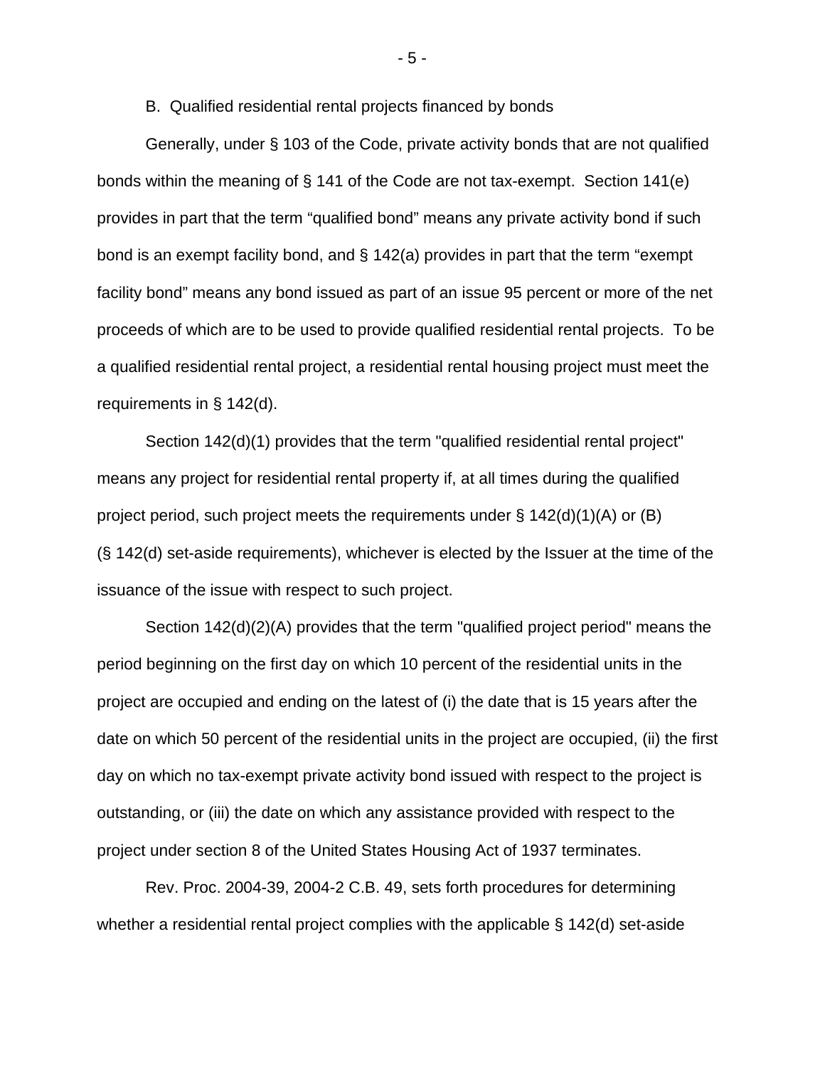B. Qualified residential rental projects financed by bonds

Generally, under § 103 of the Code, private activity bonds that are not qualified bonds within the meaning of § 141 of the Code are not tax-exempt. Section 141(e) provides in part that the term “qualified bond” means any private activity bond if such bond is an exempt facility bond, and § 142(a) provides in part that the term “exempt facility bond” means any bond issued as part of an issue 95 percent or more of the net proceeds of which are to be used to provide qualified residential rental projects. To be a qualified residential rental project, a residential rental housing project must meet the requirements in § 142(d).

Section 142(d)(1) provides that the term "qualified residential rental project" means any project for residential rental property if, at all times during the qualified project period, such project meets the requirements under § 142(d)(1)(A) or (B) (§ 142(d) set-aside requirements), whichever is elected by the Issuer at the time of the issuance of the issue with respect to such project.

Section 142(d)(2)(A) provides that the term "qualified project period" means the period beginning on the first day on which 10 percent of the residential units in the project are occupied and ending on the latest of (i) the date that is 15 years after the date on which 50 percent of the residential units in the project are occupied, (ii) the first day on which no tax-exempt private activity bond issued with respect to the project is outstanding, or (iii) the date on which any assistance provided with respect to the project under section 8 of the United States Housing Act of 1937 terminates.

Rev. Proc. 2004-39, 2004-2 C.B. 49, sets forth procedures for determining whether a residential rental project complies with the applicable § 142(d) set-aside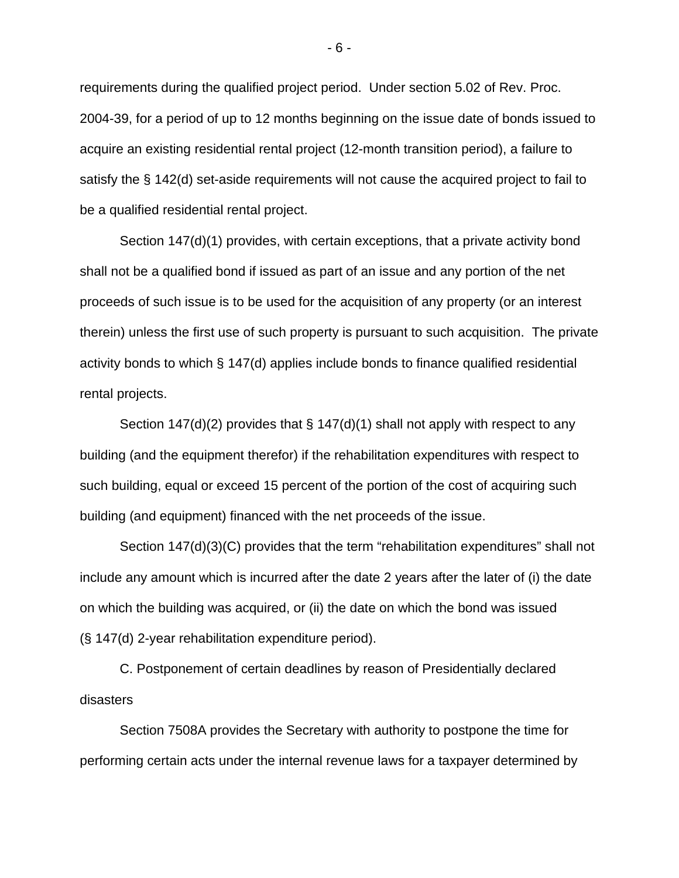requirements during the qualified project period. Under section 5.02 of Rev. Proc. 2004-39, for a period of up to 12 months beginning on the issue date of bonds issued to acquire an existing residential rental project (12-month transition period), a failure to satisfy the § 142(d) set-aside requirements will not cause the acquired project to fail to be a qualified residential rental project.

Section 147(d)(1) provides, with certain exceptions, that a private activity bond shall not be a qualified bond if issued as part of an issue and any portion of the net proceeds of such issue is to be used for the acquisition of any property (or an interest therein) unless the first use of such property is pursuant to such acquisition. The private activity bonds to which § 147(d) applies include bonds to finance qualified residential rental projects.

Section 147(d)(2) provides that § 147(d)(1) shall not apply with respect to any building (and the equipment therefor) if the rehabilitation expenditures with respect to such building, equal or exceed 15 percent of the portion of the cost of acquiring such building (and equipment) financed with the net proceeds of the issue.

Section 147(d)(3)(C) provides that the term "rehabilitation expenditures" shall not include any amount which is incurred after the date 2 years after the later of (i) the date on which the building was acquired, or (ii) the date on which the bond was issued (§ 147(d) 2-year rehabilitation expenditure period).

C. Postponement of certain deadlines by reason of Presidentially declared disasters

Section 7508A provides the Secretary with authority to postpone the time for performing certain acts under the internal revenue laws for a taxpayer determined by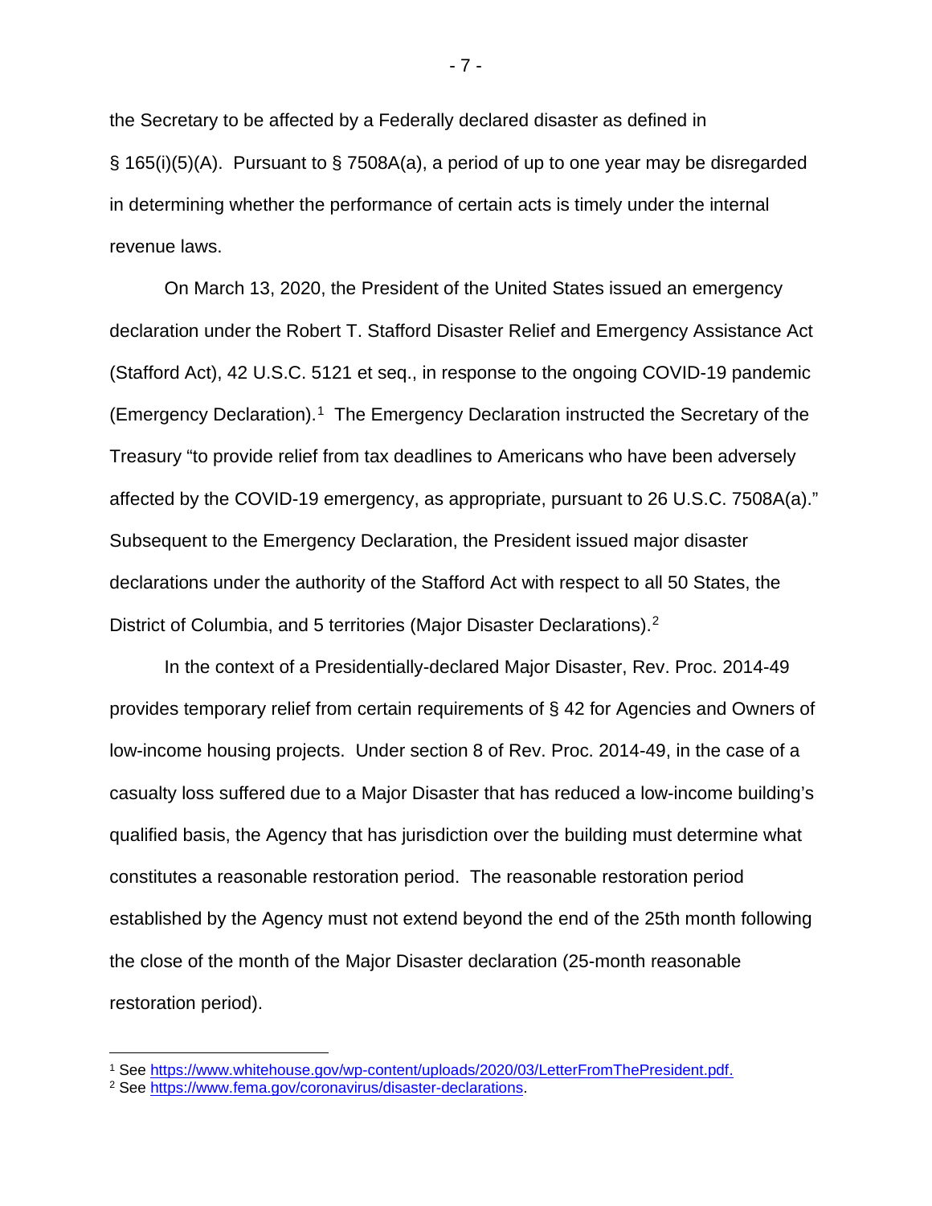the Secretary to be affected by a Federally declared disaster as defined in § 165(i)(5)(A). Pursuant to § 7508A(a), a period of up to one year may be disregarded in determining whether the performance of certain acts is timely under the internal revenue laws.

On March 13, 2020, the President of the United States issued an emergency declaration under the Robert T. Stafford Disaster Relief and Emergency Assistance Act (Stafford Act), 42 U.S.C. 5121 et seq., in response to the ongoing COVID-19 pandemic (Emergency Declaration).[1] The Emergency Declaration instructed the Secretary of the Treasury "to provide relief from tax deadlines to Americans who have been adversely affected by the COVID-19 emergency, as appropriate, pursuant to 26 U.S.C. 7508A(a)." Subsequent to the Emergency Declaration, the President issued major disaster declarations under the authority of the Stafford Act with respect to all 50 States, the District of Columbia, and 5 territories (Major Disaster Declarations).[2]

In the context of a Presidentially-declared Major Disaster, Rev. Proc. 2014-49 provides temporary relief from certain requirements of § 42 for Agencies and Owners of low-income housing projects. Under section 8 of Rev. Proc. 2014-49, in the case of a casualty loss suffered due to a Major Disaster that has reduced a low-income building's qualified basis, the Agency that has jurisdiction over the building must determine what constitutes a reasonable restoration period. The reasonable restoration period established by the Agency must not extend beyond the end of the 25th month following the close of the month of the Major Disaster declaration (25-month reasonable restoration period).

---

[1] See https://www.whitehouse.gov/wp-content/uploads/2020/03/LetterFromThePresident.pdf.

[2] See https://www.fema.gov/coronavirus/disaster-declarations.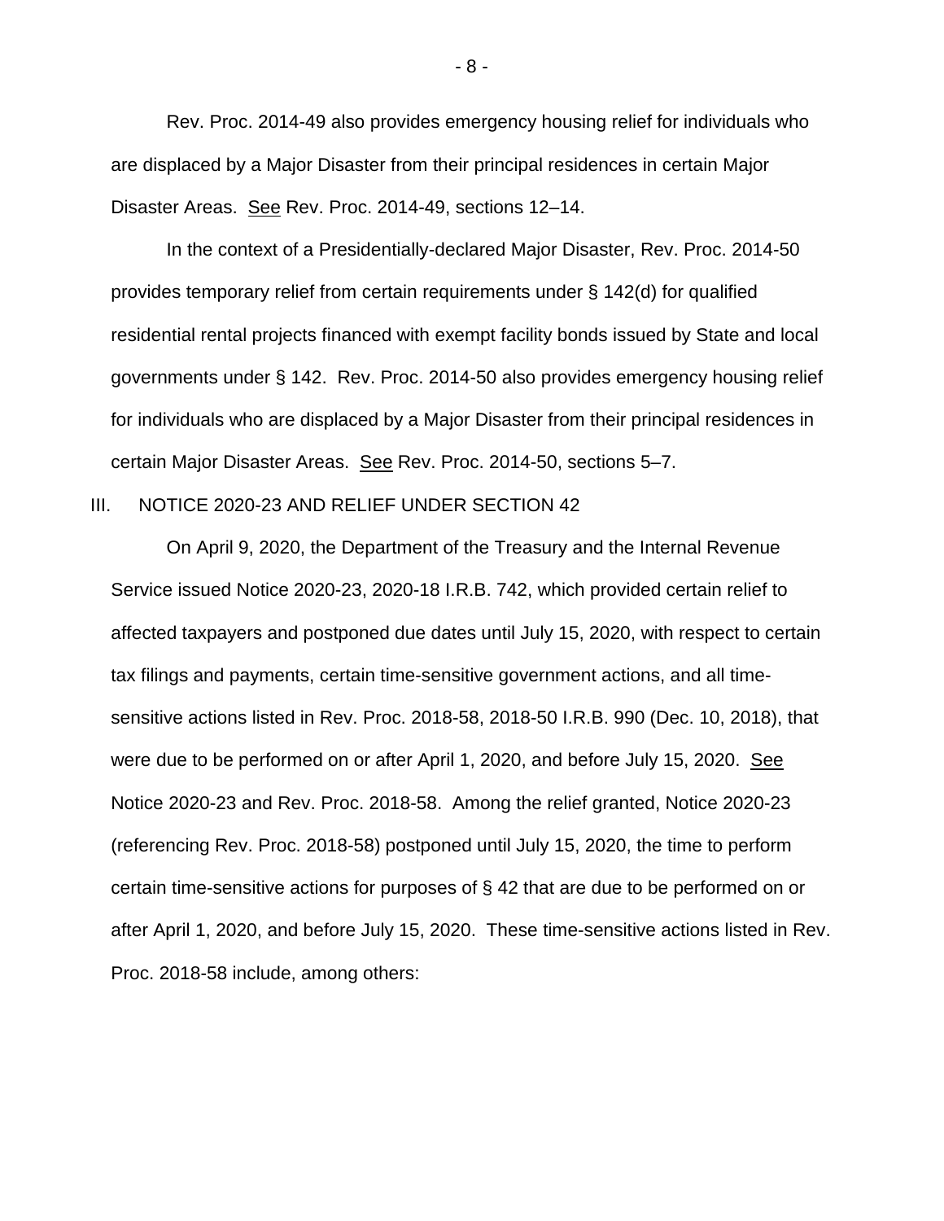Rev. Proc. 2014-49 also provides emergency housing relief for individuals who are displaced by a Major Disaster from their principal residences in certain Major Disaster Areas. See Rev. Proc. 2014-49, sections 12–14.

In the context of a Presidentially-declared Major Disaster, Rev. Proc. 2014-50 provides temporary relief from certain requirements under § 142(d) for qualified residential rental projects financed with exempt facility bonds issued by State and local governments under § 142. Rev. Proc. 2014-50 also provides emergency housing relief for individuals who are displaced by a Major Disaster from their principal residences in certain Major Disaster Areas. See Rev. Proc. 2014-50, sections 5–7.

## III. NOTICE 2020-23 AND RELIEF UNDER SECTION 42

On April 9, 2020, the Department of the Treasury and the Internal Revenue Service issued Notice 2020-23, 2020-18 I.R.B. 742, which provided certain relief to affected taxpayers and postponed due dates until July 15, 2020, with respect to certain tax filings and payments, certain time-sensitive government actions, and all time-sensitive actions listed in Rev. Proc. 2018-58, 2018-50 I.R.B. 990 (Dec. 10, 2018), that were due to be performed on or after April 1, 2020, and before July 15, 2020. See Notice 2020-23 and Rev. Proc. 2018-58. Among the relief granted, Notice 2020-23 (referencing Rev. Proc. 2018-58) postponed until July 15, 2020, the time to perform certain time-sensitive actions for purposes of § 42 that are due to be performed on or after April 1, 2020, and before July 15, 2020. These time-sensitive actions listed in Rev. Proc. 2018-58 include, among others: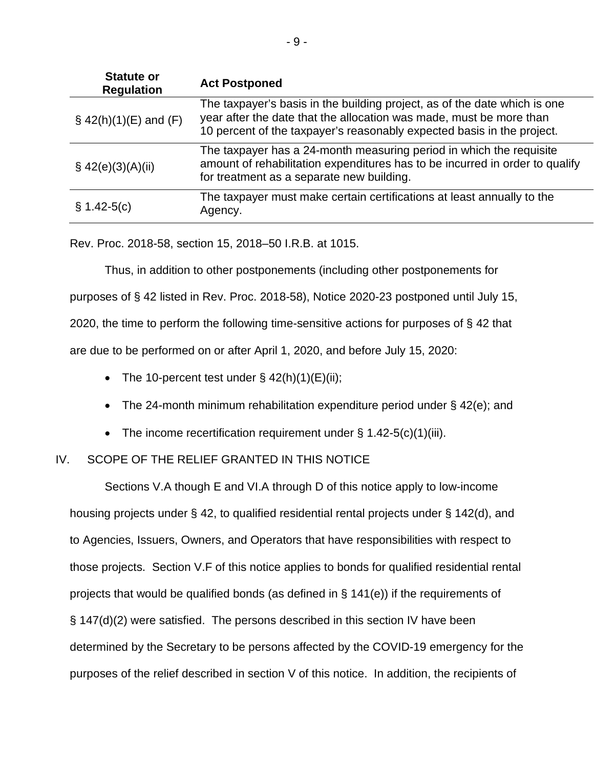| Statute or Regulation | Act Postponed |
|---|---|
| § 42(h)(1)(E) and (F) | The taxpayer's basis in the building project, as of the date which is one year after the date that the allocation was made, must be more than 10 percent of the taxpayer's reasonably expected basis in the project. |
| § 42(e)(3)(A)(ii) | The taxpayer has a 24-month measuring period in which the requisite amount of rehabilitation expenditures has to be incurred in order to qualify for treatment as a separate new building. |
| § 1.42-5(c) | The taxpayer must make certain certifications at least annually to the Agency. |

Rev. Proc. 2018-58, section 15, 2018–50 I.R.B. at 1015.

Thus, in addition to other postponements (including other postponements for purposes of § 42 listed in Rev. Proc. 2018-58), Notice 2020-23 postponed until July 15, 2020, the time to perform the following time-sensitive actions for purposes of § 42 that are due to be performed on or after April 1, 2020, and before July 15, 2020:

- The 10-percent test under § 42(h)(1)(E)(ii);
- The 24-month minimum rehabilitation expenditure period under § 42(e); and
- The income recertification requirement under § 1.42-5(c)(1)(iii).

## IV. SCOPE OF THE RELIEF GRANTED IN THIS NOTICE

Sections V.A though E and VI.A through D of this notice apply to low-income housing projects under § 42, to qualified residential rental projects under § 142(d), and to Agencies, Issuers, Owners, and Operators that have responsibilities with respect to those projects. Section V.F of this notice applies to bonds for qualified residential rental projects that would be qualified bonds (as defined in § 141(e)) if the requirements of § 147(d)(2) were satisfied. The persons described in this section IV have been determined by the Secretary to be persons affected by the COVID-19 emergency for the purposes of the relief described in section V of this notice. In addition, the recipients of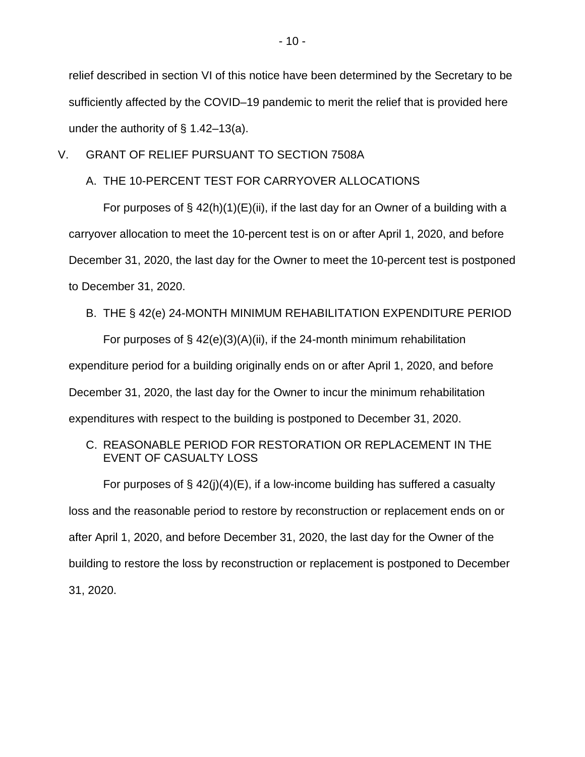relief described in section VI of this notice have been determined by the Secretary to be sufficiently affected by the COVID–19 pandemic to merit the relief that is provided here under the authority of § 1.42–13(a).

## V. GRANT OF RELIEF PURSUANT TO SECTION 7508A

### A. THE 10-PERCENT TEST FOR CARRYOVER ALLOCATIONS

For purposes of § 42(h)(1)(E)(ii), if the last day for an Owner of a building with a carryover allocation to meet the 10-percent test is on or after April 1, 2020, and before December 31, 2020, the last day for the Owner to meet the 10-percent test is postponed to December 31, 2020.

### B. THE § 42(e) 24-MONTH MINIMUM REHABILITATION EXPENDITURE PERIOD

For purposes of § 42(e)(3)(A)(ii), if the 24-month minimum rehabilitation expenditure period for a building originally ends on or after April 1, 2020, and before December 31, 2020, the last day for the Owner to incur the minimum rehabilitation expenditures with respect to the building is postponed to December 31, 2020.

### C. REASONABLE PERIOD FOR RESTORATION OR REPLACEMENT IN THE EVENT OF CASUALTY LOSS

For purposes of § 42(j)(4)(E), if a low-income building has suffered a casualty loss and the reasonable period to restore by reconstruction or replacement ends on or after April 1, 2020, and before December 31, 2020, the last day for the Owner of the building to restore the loss by reconstruction or replacement is postponed to December 31, 2020.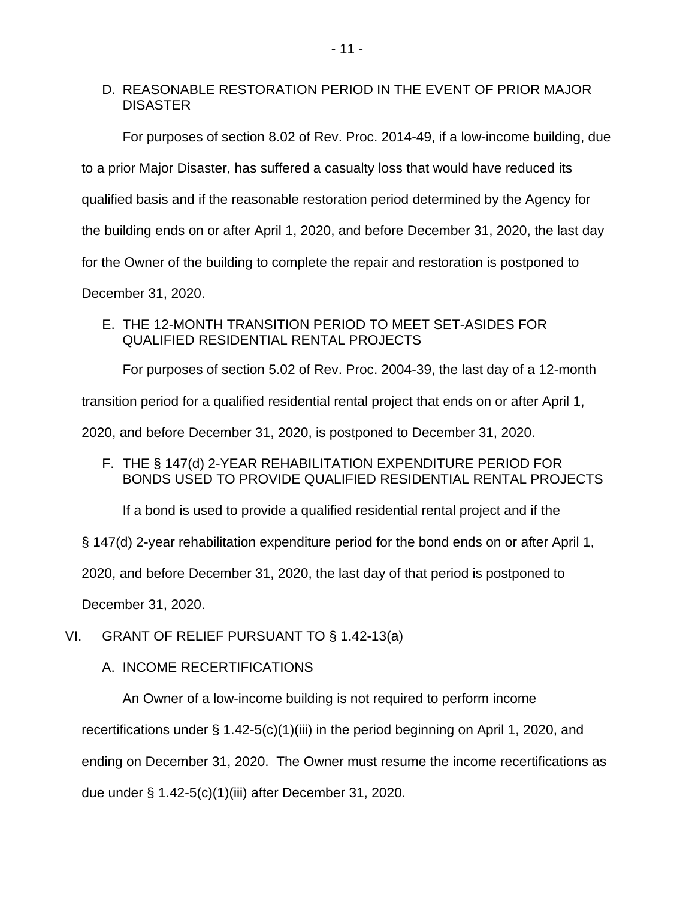### D. REASONABLE RESTORATION PERIOD IN THE EVENT OF PRIOR MAJOR DISASTER

For purposes of section 8.02 of Rev. Proc. 2014-49, if a low-income building, due to a prior Major Disaster, has suffered a casualty loss that would have reduced its qualified basis and if the reasonable restoration period determined by the Agency for the building ends on or after April 1, 2020, and before December 31, 2020, the last day for the Owner of the building to complete the repair and restoration is postponed to December 31, 2020.

### E. THE 12-MONTH TRANSITION PERIOD TO MEET SET-ASIDES FOR QUALIFIED RESIDENTIAL RENTAL PROJECTS

For purposes of section 5.02 of Rev. Proc. 2004-39, the last day of a 12-month transition period for a qualified residential rental project that ends on or after April 1, 2020, and before December 31, 2020, is postponed to December 31, 2020.

### F. THE § 147(d) 2-YEAR REHABILITATION EXPENDITURE PERIOD FOR BONDS USED TO PROVIDE QUALIFIED RESIDENTIAL RENTAL PROJECTS

If a bond is used to provide a qualified residential rental project and if the § 147(d) 2-year rehabilitation expenditure period for the bond ends on or after April 1, 2020, and before December 31, 2020, the last day of that period is postponed to December 31, 2020.

## VI. GRANT OF RELIEF PURSUANT TO § 1.42-13(a)

### A. INCOME RECERTIFICATIONS

An Owner of a low-income building is not required to perform income recertifications under § 1.42-5(c)(1)(iii) in the period beginning on April 1, 2020, and ending on December 31, 2020. The Owner must resume the income recertifications as due under § 1.42-5(c)(1)(iii) after December 31, 2020.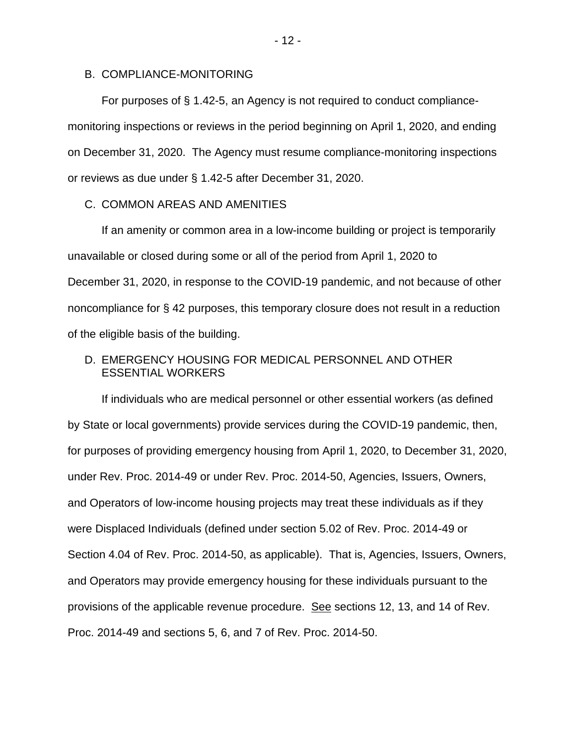## B. COMPLIANCE-MONITORING

For purposes of § 1.42-5, an Agency is not required to conduct compliance-monitoring inspections or reviews in the period beginning on April 1, 2020, and ending on December 31, 2020. The Agency must resume compliance-monitoring inspections or reviews as due under § 1.42-5 after December 31, 2020.

## C. COMMON AREAS AND AMENITIES

If an amenity or common area in a low-income building or project is temporarily unavailable or closed during some or all of the period from April 1, 2020 to December 31, 2020, in response to the COVID-19 pandemic, and not because of other noncompliance for § 42 purposes, this temporary closure does not result in a reduction of the eligible basis of the building.

## D. EMERGENCY HOUSING FOR MEDICAL PERSONNEL AND OTHER ESSENTIAL WORKERS

If individuals who are medical personnel or other essential workers (as defined by State or local governments) provide services during the COVID-19 pandemic, then, for purposes of providing emergency housing from April 1, 2020, to December 31, 2020, under Rev. Proc. 2014-49 or under Rev. Proc. 2014-50, Agencies, Issuers, Owners, and Operators of low-income housing projects may treat these individuals as if they were Displaced Individuals (defined under section 5.02 of Rev. Proc. 2014-49 or Section 4.04 of Rev. Proc. 2014-50, as applicable). That is, Agencies, Issuers, Owners, and Operators may provide emergency housing for these individuals pursuant to the provisions of the applicable revenue procedure. See sections 12, 13, and 14 of Rev. Proc. 2014-49 and sections 5, 6, and 7 of Rev. Proc. 2014-50.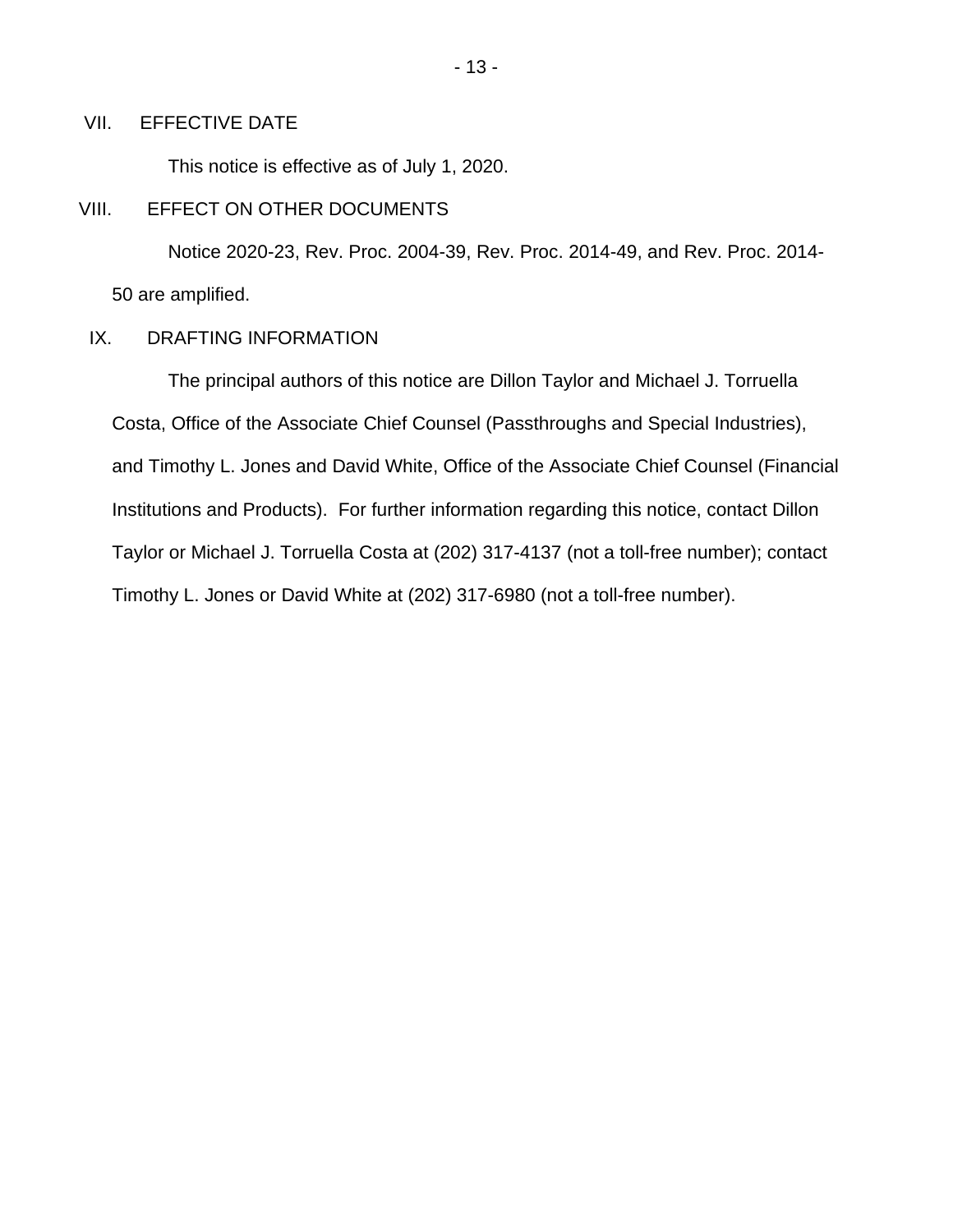## VII. EFFECTIVE DATE

This notice is effective as of July 1, 2020.

## VIII. EFFECT ON OTHER DOCUMENTS

Notice 2020-23, Rev. Proc. 2004-39, Rev. Proc. 2014-49, and Rev. Proc. 2014-50 are amplified.

## IX. DRAFTING INFORMATION

The principal authors of this notice are Dillon Taylor and Michael J. Torruella Costa, Office of the Associate Chief Counsel (Passthroughs and Special Industries), and Timothy L. Jones and David White, Office of the Associate Chief Counsel (Financial Institutions and Products). For further information regarding this notice, contact Dillon Taylor or Michael J. Torruella Costa at (202) 317-4137 (not a toll-free number); contact Timothy L. Jones or David White at (202) 317-6980 (not a toll-free number).